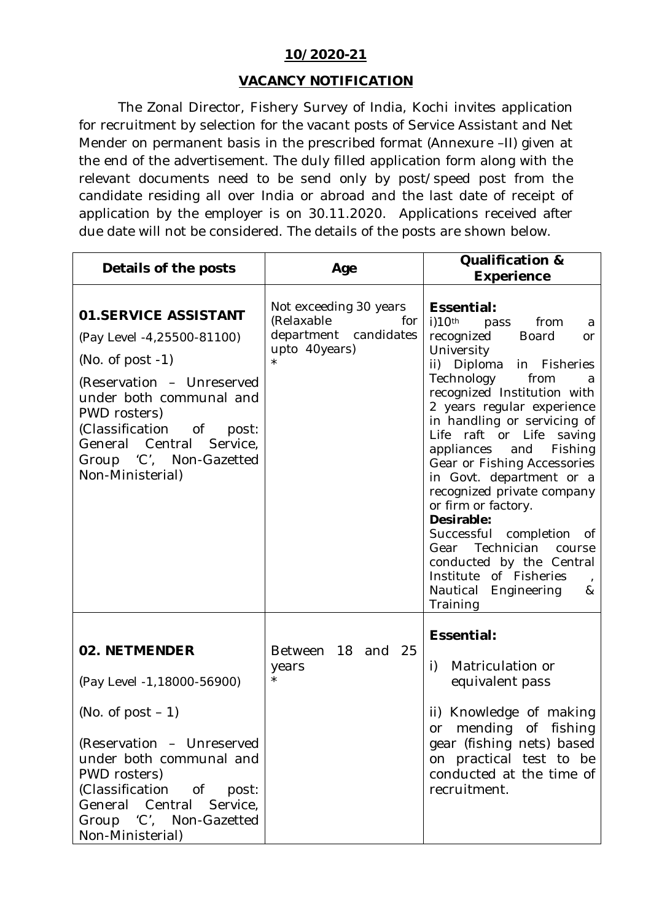**10/2020-21**

**VACANCY NOTIFICATION**

The Zonal Director, Fishery Survey of India, Kochi invites application for recruitment by selection for the vacant posts of Service Assistant and Net Mender on permanent basis in the prescribed format (Annexure –II) given at the end of the advertisement. The duly filled application form along with the relevant documents need to be send only by post/speed post from the candidate residing all over India or abroad and the last date of receipt of application by the employer is on 30.11.2020. Applications received after due date will not be considered. The details of the posts are shown below.

| Details of the posts | Age | Qualification & Experience |
|---|---|---|
| **01.SERVICE ASSISTANT**<br>(Pay Level -4,25500-81100)<br>(No. of post -1)<br>(Reservation – Unreserved under both communal and PWD rosters)<br>(Classification of post: General Central Service, Group 'C', Non-Gazetted Non-Ministerial) | Not exceeding 30 years (Relaxable for department candidates upto 40years)<br>* | **Essential:**<br>i)10th pass from a recognized Board or University<br>ii) Diploma in Fisheries Technology from a recognized Institution with 2 years regular experience in handling or servicing of Life raft or Life saving appliances and Fishing Gear or Fishing Accessories in Govt. department or a recognized private company or firm or factory.<br>**Desirable:**<br>Successful completion of Gear Technician course conducted by the Central Institute of Fisheries , Nautical Engineering & Training |
| **02. NETMENDER**<br>(Pay Level -1,18000-56900)<br>(No. of post – 1)<br>(Reservation – Unreserved under both communal and PWD rosters)<br>(Classification of post: General Central Service, Group 'C', Non-Gazetted Non-Ministerial) | Between 18 and 25 years<br>* | **Essential:**<br>i) Matriculation or equivalent pass<br>ii) Knowledge of making or mending of fishing gear (fishing nets) based on practical test to be conducted at the time of recruitment. |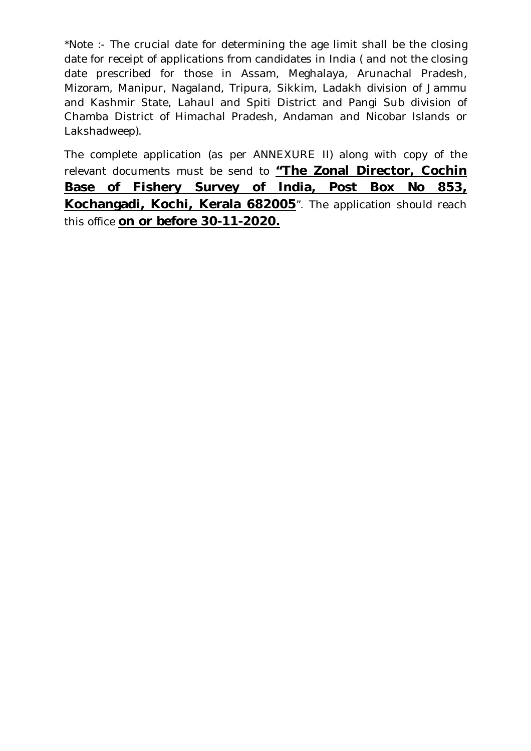*Note :- The crucial date for determining the age limit shall be the closing date for receipt of applications from candidates in India ( and not the closing date prescribed for those in Assam, Meghalaya, Arunachal Pradesh, Mizoram, Manipur, Nagaland, Tripura, Sikkim, Ladakh division of Jammu and Kashmir State, Lahaul and Spiti District and Pangi Sub division of Chamba District of Himachal Pradesh, Andaman and Nicobar Islands or Lakshadweep).

The complete application (as per ANNEXURE II) along with copy of the relevant documents must be send to **"The Zonal Director, Cochin Base of Fishery Survey of India, Post Box No 853, Kochangadi, Kochi, Kerala 682005**". The application should reach this office **on or before 30-11-2020.**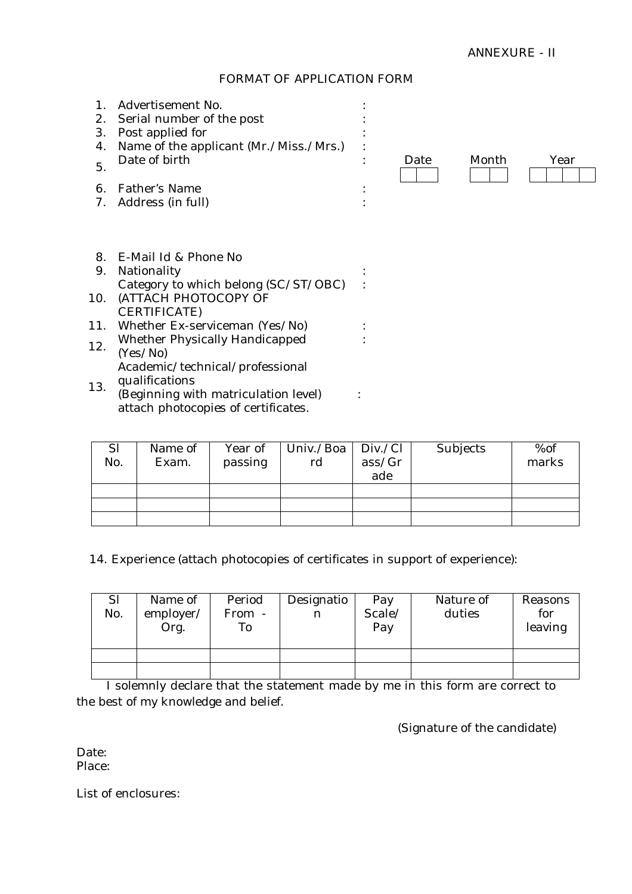ANNEXURE - II

FORMAT OF APPLICATION FORM

1. Advertisement No. :
2. Serial number of the post :
3. Post applied for :
4. Name of the applicant (Mr./Miss./Mrs.) :
5. Date of birth : Date | Month | Year
6. Father's Name :
7. Address (in full) :

8. E-Mail Id & Phone No
9. Nationality :
10. Category to which belong (SC/ST/OBC) (ATTACH PHOTOCOPY OF CERTIFICATE) :
11. Whether Ex-serviceman (Yes/No) :
12. Whether Physically Handicapped (Yes/No) :
13. Academic/technical/professional qualifications (Beginning with matriculation level) attach photocopies of certificates. :

| Sl No. | Name of Exam. | Year of passing | Univ./Board | Div./Class/Grade | Subjects | %of marks |
|---|---|---|---|---|---|---|
| | | | | | | |
| | | | | | | |
| | | | | | | |

14. Experience (attach photocopies of certificates in support of experience):

| Sl No. | Name of employer/ Org. | Period From - To | Designation | Pay Scale/ Pay | Nature of duties | Reasons for leaving |
|---|---|---|---|---|---|---|
| | | | | | | |
| | | | | | | |

I solemnly declare that the statement made by me in this form are correct to the best of my knowledge and belief.

(Signature of the candidate)

Date:
Place:

List of enclosures: